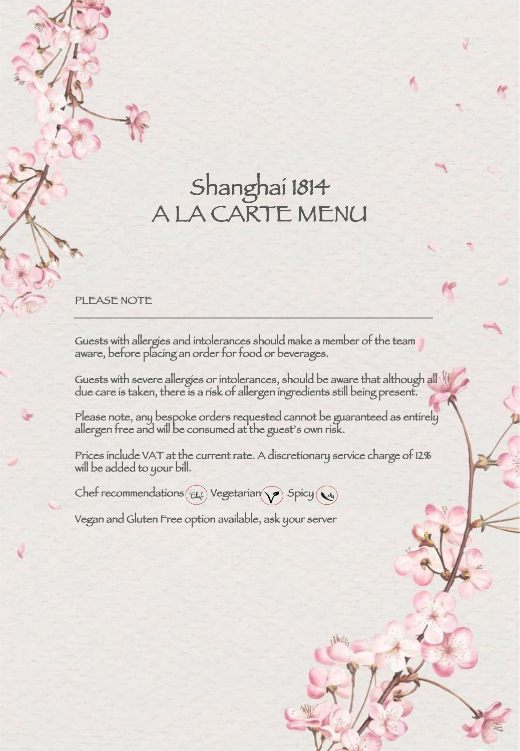# Shanghai 1814
# A LA CARTE MENU

PLEASE NOTE

---

Guests with allergies and intolerances should make a member of the team aware, before placing an order for food or beverages.

Guests with severe allergies or intolerances, should be aware that although all due care is taken, there is a risk of allergen ingredients still being present.

Please note, any bespoke orders requested cannot be guaranteed as entirely allergen free and will be consumed at the guest's own risk.

Prices include VAT at the current rate. A discretionary service charge of 12% will be added to your bill.

Chef recommendations Vegetarian Spicy

Vegan and Gluten Free option available, ask your server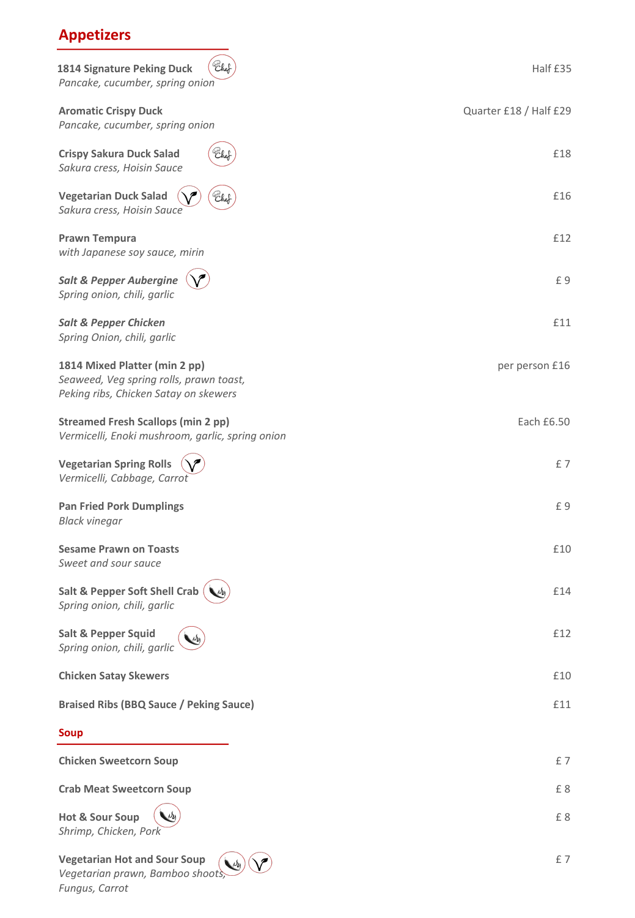## Appetizers

| | |
|---|---|
| **1814 Signature Peking Duck**<br>*Pancake, cucumber, spring onion* | Half £35 |
| **Aromatic Crispy Duck**<br>*Pancake, cucumber, spring onion* | Quarter £18 / Half £29 |
| **Crispy Sakura Duck Salad**<br>*Sakura cress, Hoisin Sauce* | £18 |
| **Vegetarian Duck Salad**<br>*Sakura cress, Hoisin Sauce* | £16 |
| **Prawn Tempura**<br>*with Japanese soy sauce, mirin* | £12 |
| ***Salt & Pepper Aubergine***<br>*Spring onion, chili, garlic* | £ 9 |
| ***Salt & Pepper Chicken***<br>*Spring Onion, chili, garlic* | £11 |
| **1814 Mixed Platter (min 2 pp)**<br>*Seaweed, Veg spring rolls, prawn toast, Peking ribs, Chicken Satay on skewers* | per person £16 |
| **Streamed Fresh Scallops (min 2 pp)**<br>*Vermicelli, Enoki mushroom, garlic, spring onion* | Each £6.50 |
| **Vegetarian Spring Rolls**<br>*Vermicelli, Cabbage, Carrot* | £ 7 |
| **Pan Fried Pork Dumplings**<br>*Black vinegar* | £ 9 |
| **Sesame Prawn on Toasts**<br>*Sweet and sour sauce* | £10 |
| **Salt & Pepper Soft Shell Crab**<br>*Spring onion, chili, garlic* | £14 |
| **Salt & Pepper Squid**<br>*Spring onion, chili, garlic* | £12 |
| **Chicken Satay Skewers** | £10 |
| **Braised Ribs (BBQ Sauce / Peking Sauce)** | £11 |

## Soup

| | |
|---|---|
| **Chicken Sweetcorn Soup** | £ 7 |
| **Crab Meat Sweetcorn Soup** | £ 8 |
| **Hot & Sour Soup**<br>*Shrimp, Chicken, Pork* | £ 8 |
| **Vegetarian Hot and Sour Soup**<br>*Vegetarian prawn, Bamboo shoots, Fungus, Carrot* | £ 7 |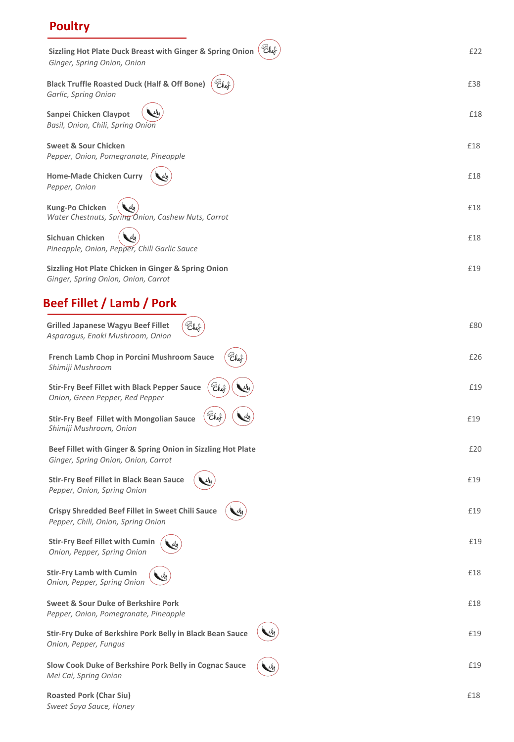## Poultry

**Sizzling Hot Plate Duck Breast with Ginger & Spring Onion** (Chef) — £22
*Ginger, Spring Onion, Onion*

**Black Truffle Roasted Duck (Half & Off Bone)** (Chef) — £38
*Garlic, Spring Onion*

**Sanpei Chicken Claypot** (Spicy) — £18
*Basil, Onion, Chili, Spring Onion*

**Sweet & Sour Chicken** — £18
*Pepper, Onion, Pomegranate, Pineapple*

**Home-Made Chicken Curry** (Spicy) — £18
*Pepper, Onion*

**Kung-Po Chicken** (Spicy) — £18
*Water Chestnuts, Spring Onion, Cashew Nuts, Carrot*

**Sichuan Chicken** (Spicy) — £18
*Pineapple, Onion, Pepper, Chili Garlic Sauce*

**Sizzling Hot Plate Chicken in Ginger & Spring Onion** — £19
*Ginger, Spring Onion, Onion, Carrot*

## Beef Fillet / Lamb / Pork

**Grilled Japanese Wagyu Beef Fillet** (Chef) — £80
*Asparagus, Enoki Mushroom, Onion*

**French Lamb Chop in Porcini Mushroom Sauce** (Chef) — £26
*Shimiji Mushroom*

**Stir-Fry Beef Fillet with Black Pepper Sauce** (Chef) (Spicy) — £19
*Onion, Green Pepper, Red Pepper*

**Stir-Fry Beef Fillet with Mongolian Sauce** (Chef) (Spicy) — £19
*Shimiji Mushroom, Onion*

**Beef Fillet with Ginger & Spring Onion in Sizzling Hot Plate** — £20
*Ginger, Spring Onion, Onion, Carrot*

**Stir-Fry Beef Fillet in Black Bean Sauce** (Spicy) — £19
*Pepper, Onion, Spring Onion*

**Crispy Shredded Beef Fillet in Sweet Chili Sauce** (Spicy) — £19
*Pepper, Chili, Onion, Spring Onion*

**Stir-Fry Beef Fillet with Cumin** (Spicy) — £19
*Onion, Pepper, Spring Onion*

**Stir-Fry Lamb with Cumin** (Spicy) — £18
*Onion, Pepper, Spring Onion*

**Sweet & Sour Duke of Berkshire Pork** — £18
*Pepper, Onion, Pomegranate, Pineapple*

**Stir-Fry Duke of Berkshire Pork Belly in Black Bean Sauce** (Spicy) — £19
*Onion, Pepper, Fungus*

**Slow Cook Duke of Berkshire Pork Belly in Cognac Sauce** (Spicy) — £19
*Mei Cai, Spring Onion*

**Roasted Pork (Char Siu)** — £18
*Sweet Soya Sauce, Honey*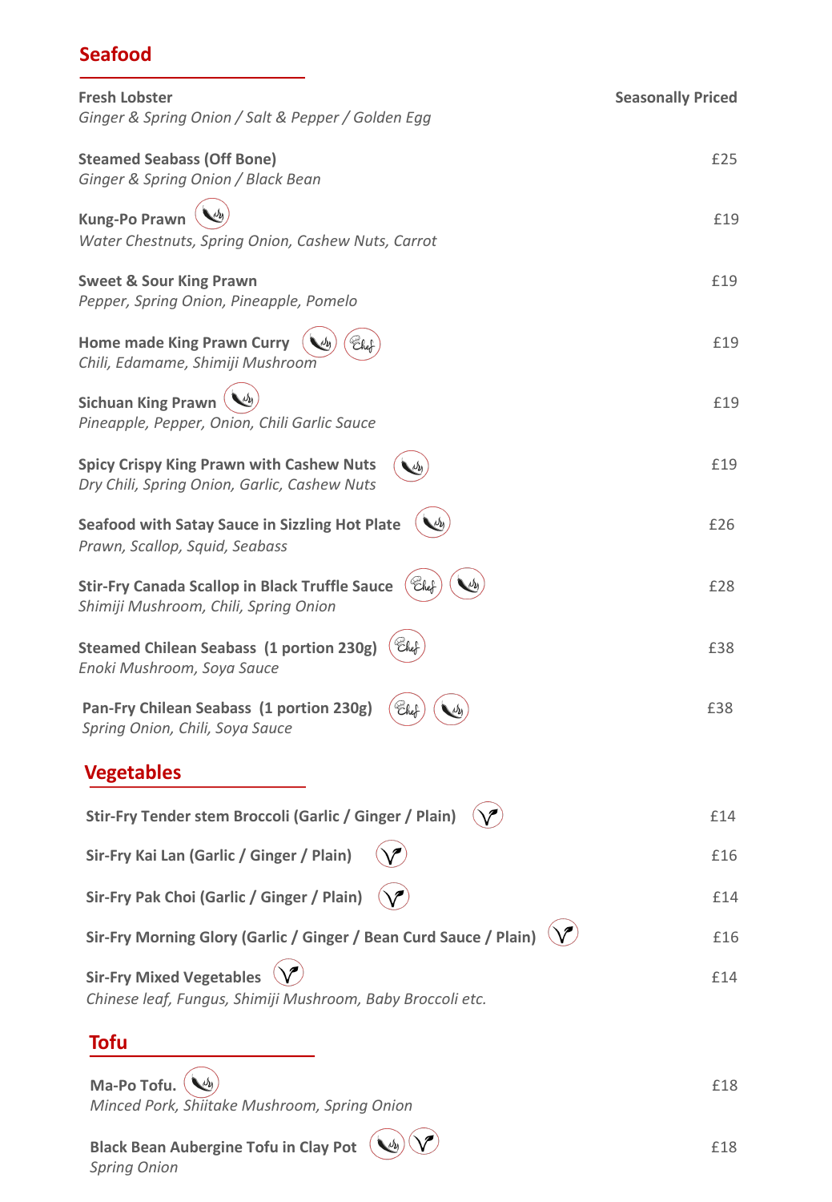## Seafood

**Fresh Lobster** — Seasonally Priced
*Ginger & Spring Onion / Salt & Pepper / Golden Egg*

**Steamed Seabass (Off Bone)** — £25
*Ginger & Spring Onion / Black Bean*

**Kung-Po Prawn** — £19
*Water Chestnuts, Spring Onion, Cashew Nuts, Carrot*

**Sweet & Sour King Prawn** — £19
*Pepper, Spring Onion, Pineapple, Pomelo*

**Home made King Prawn Curry** — £19
*Chili, Edamame, Shimiji Mushroom*

**Sichuan King Prawn** — £19
*Pineapple, Pepper, Onion, Chili Garlic Sauce*

**Spicy Crispy King Prawn with Cashew Nuts** — £19
*Dry Chili, Spring Onion, Garlic, Cashew Nuts*

**Seafood with Satay Sauce in Sizzling Hot Plate** — £26
*Prawn, Scallop, Squid, Seabass*

**Stir-Fry Canada Scallop in Black Truffle Sauce** — £28
*Shimiji Mushroom, Chili, Spring Onion*

**Steamed Chilean Seabass (1 portion 230g)** — £38
*Enoki Mushroom, Soya Sauce*

**Pan-Fry Chilean Seabass (1 portion 230g)** — £38
*Spring Onion, Chili, Soya Sauce*

## Vegetables

**Stir-Fry Tender stem Broccoli (Garlic / Ginger / Plain)** — £14

**Sir-Fry Kai Lan (Garlic / Ginger / Plain)** — £16

**Sir-Fry Pak Choi (Garlic / Ginger / Plain)** — £14

**Sir-Fry Morning Glory (Garlic / Ginger / Bean Curd Sauce / Plain)** — £16

**Sir-Fry Mixed Vegetables** — £14
*Chinese leaf, Fungus, Shimiji Mushroom, Baby Broccoli etc.*

## Tofu

**Ma-Po Tofu.** — £18
*Minced Pork, Shiitake Mushroom, Spring Onion*

**Black Bean Aubergine Tofu in Clay Pot** — £18
*Spring Onion*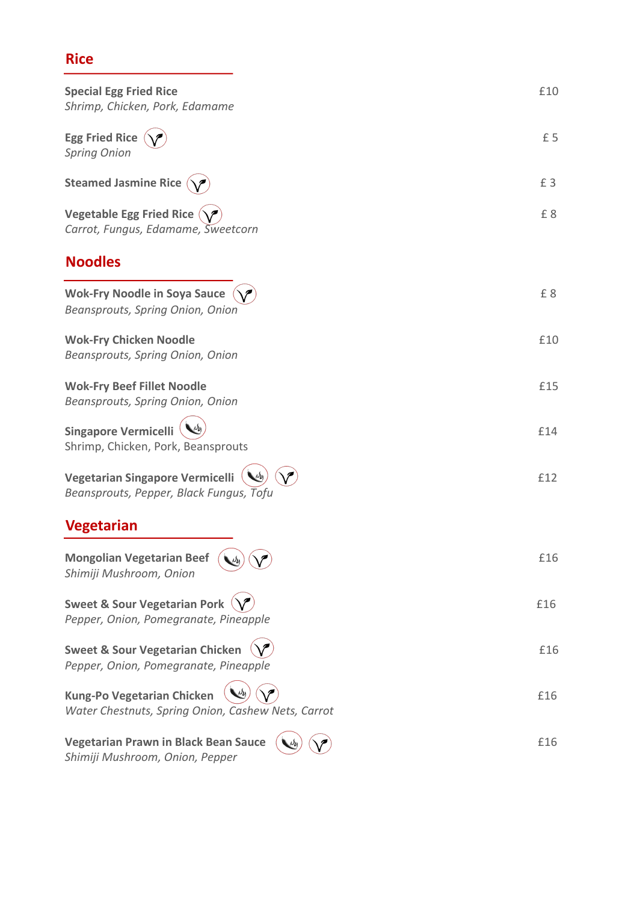## Rice

**Special Egg Fried Rice** £10
*Shrimp, Chicken, Pork, Edamame*

**Egg Fried Rice** (V) £ 5
*Spring Onion*

**Steamed Jasmine Rice** (V) £ 3

**Vegetable Egg Fried Rice** (V) £ 8
*Carrot, Fungus, Edamame, Sweetcorn*

## Noodles

**Wok-Fry Noodle in Soya Sauce** (V) £ 8
*Beansprouts, Spring Onion, Onion*

**Wok-Fry Chicken Noodle** £10
*Beansprouts, Spring Onion, Onion*

**Wok-Fry Beef Fillet Noodle** £15
*Beansprouts, Spring Onion, Onion*

**Singapore Vermicelli** (Spicy) £14
Shrimp, Chicken, Pork, Beansprouts

**Vegetarian Singapore Vermicelli** (Spicy) (V) £12
*Beansprouts, Pepper, Black Fungus, Tofu*

## Vegetarian

**Mongolian Vegetarian Beef** (Spicy) (V) £16
*Shimiji Mushroom, Onion*

**Sweet & Sour Vegetarian Pork** (V) £16
*Pepper, Onion, Pomegranate, Pineapple*

**Sweet & Sour Vegetarian Chicken** (V) £16
*Pepper, Onion, Pomegranate, Pineapple*

**Kung-Po Vegetarian Chicken** (Spicy) (V) £16
*Water Chestnuts, Spring Onion, Cashew Nets, Carrot*

**Vegetarian Prawn in Black Bean Sauce** (Spicy) (V) £16
*Shimiji Mushroom, Onion, Pepper*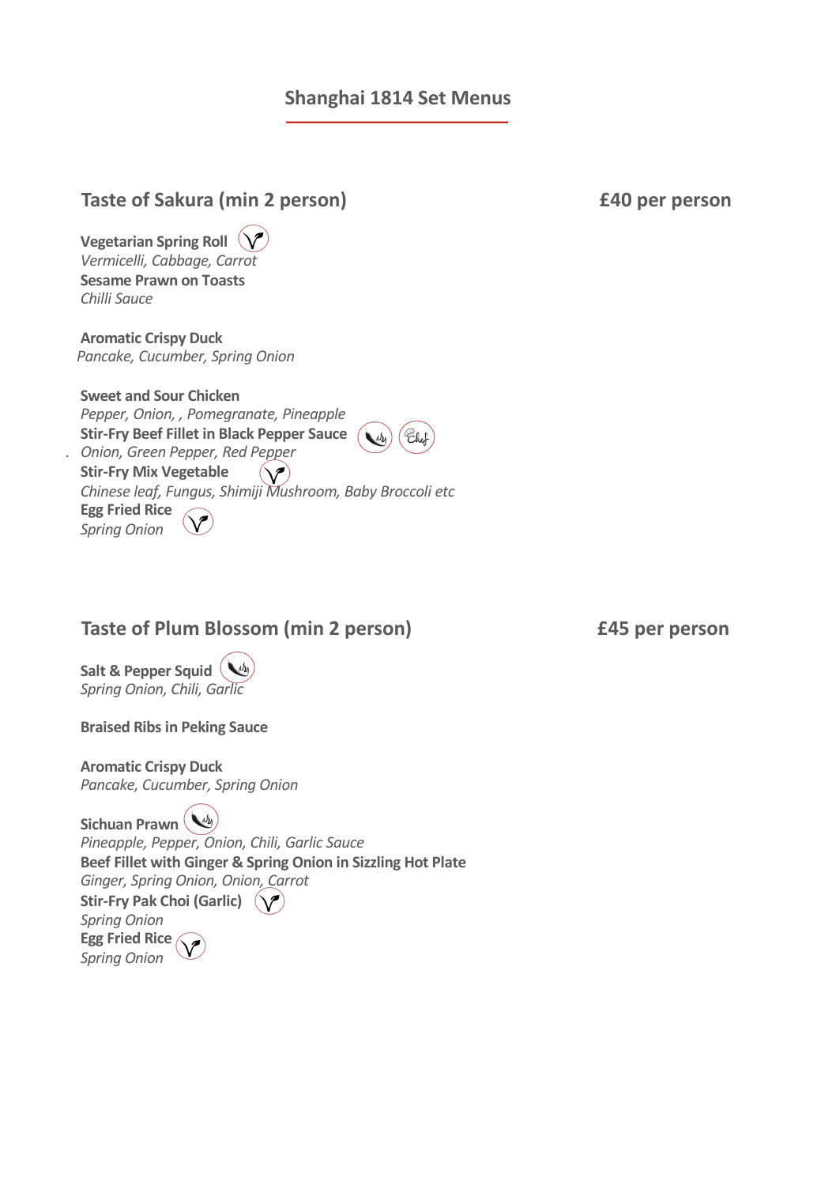# Shanghai 1814 Set Menus

## Taste of Sakura (min 2 person) £40 per person

**Vegetarian Spring Roll**
*Vermicelli, Cabbage, Carrot*
**Sesame Prawn on Toasts**
*Chilli Sauce*

**Aromatic Crispy Duck**
*Pancake, Cucumber, Spring Onion*

**Sweet and Sour Chicken**
*Pepper, Onion, , Pomegranate, Pineapple*
**Stir-Fry Beef Fillet in Black Pepper Sauce**
*Onion, Green Pepper, Red Pepper*
**Stir-Fry Mix Vegetable**
*Chinese leaf, Fungus, Shimiji Mushroom, Baby Broccoli etc*
**Egg Fried Rice**
*Spring Onion*

## Taste of Plum Blossom (min 2 person) £45 per person

**Salt & Pepper Squid**
*Spring Onion, Chili, Garlic*

**Braised Ribs in Peking Sauce**

**Aromatic Crispy Duck**
*Pancake, Cucumber, Spring Onion*

**Sichuan Prawn**
*Pineapple, Pepper, Onion, Chili, Garlic Sauce*
**Beef Fillet with Ginger & Spring Onion in Sizzling Hot Plate**
*Ginger, Spring Onion, Onion, Carrot*
**Stir-Fry Pak Choi (Garlic)**
*Spring Onion*
**Egg Fried Rice**
*Spring Onion*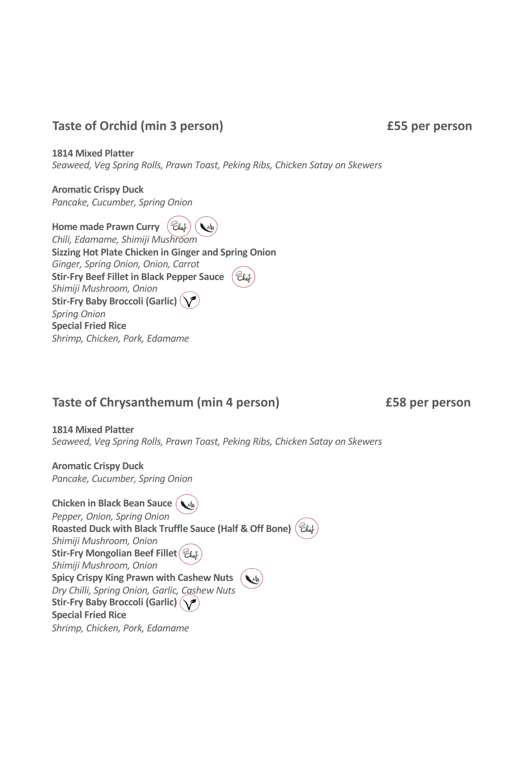## Taste of Orchid (min 3 person) — £55 per person

**1814 Mixed Platter**
*Seaweed, Veg Spring Rolls, Prawn Toast, Peking Ribs, Chicken Satay on Skewers*

**Aromatic Crispy Duck**
*Pancake, Cucumber, Spring Onion*

**Home made Prawn Curry**
*Chili, Edamame, Shimiji Mushroom*
**Sizzing Hot Plate Chicken in Ginger and Spring Onion**
*Ginger, Spring Onion, Onion, Carrot*
**Stir-Fry Beef Fillet in Black Pepper Sauce**
*Shimiji Mushroom, Onion*
**Stir-Fry Baby Broccoli (Garlic)**
*Spring Onion*
**Special Fried Rice**
*Shrimp, Chicken, Pork, Edamame*

## Taste of Chrysanthemum (min 4 person) — £58 per person

**1814 Mixed Platter**
*Seaweed, Veg Spring Rolls, Prawn Toast, Peking Ribs, Chicken Satay on Skewers*

**Aromatic Crispy Duck**
*Pancake, Cucumber, Spring Onion*

**Chicken in Black Bean Sauce**
*Pepper, Onion, Spring Onion*
**Roasted Duck with Black Truffle Sauce (Half & Off Bone)**
*Shimiji Mushroom, Onion*
**Stir-Fry Mongolian Beef Fillet**
*Shimiji Mushroom, Onion*
**Spicy Crispy King Prawn with Cashew Nuts**
*Dry Chilli, Spring Onion, Garlic, Cashew Nuts*
**Stir-Fry Baby Broccoli (Garlic)**
**Special Fried Rice**
*Shrimp, Chicken, Pork, Edamame*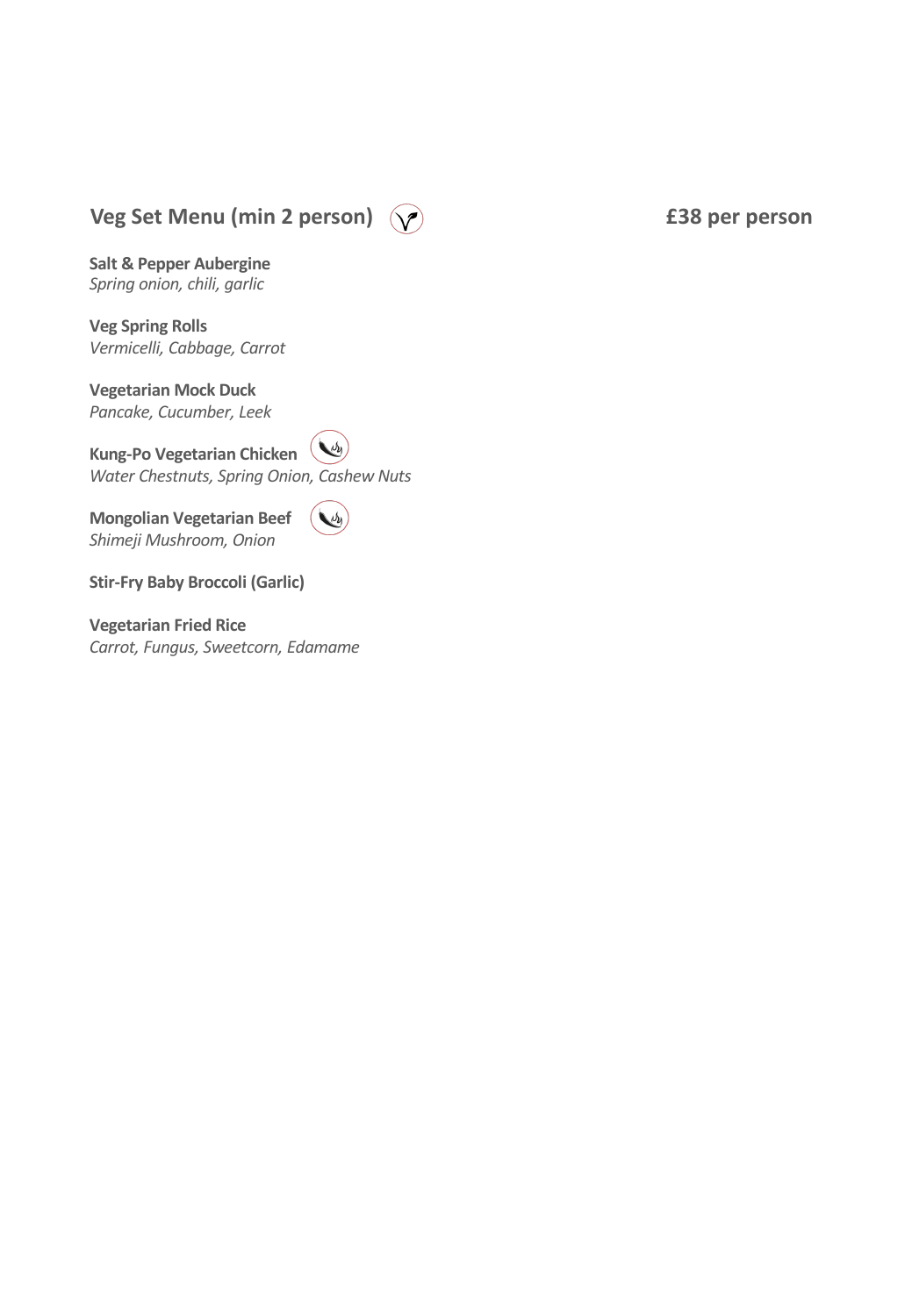## Veg Set Menu (min 2 person) — £38 per person

**Salt & Pepper Aubergine**
*Spring onion, chili, garlic*

**Veg Spring Rolls**
*Vermicelli, Cabbage, Carrot*

**Vegetarian Mock Duck**
*Pancake, Cucumber, Leek*

**Kung-Po Vegetarian Chicken**
*Water Chestnuts, Spring Onion, Cashew Nuts*

**Mongolian Vegetarian Beef**
*Shimeji Mushroom, Onion*

**Stir-Fry Baby Broccoli (Garlic)**

**Vegetarian Fried Rice**
*Carrot, Fungus, Sweetcorn, Edamame*